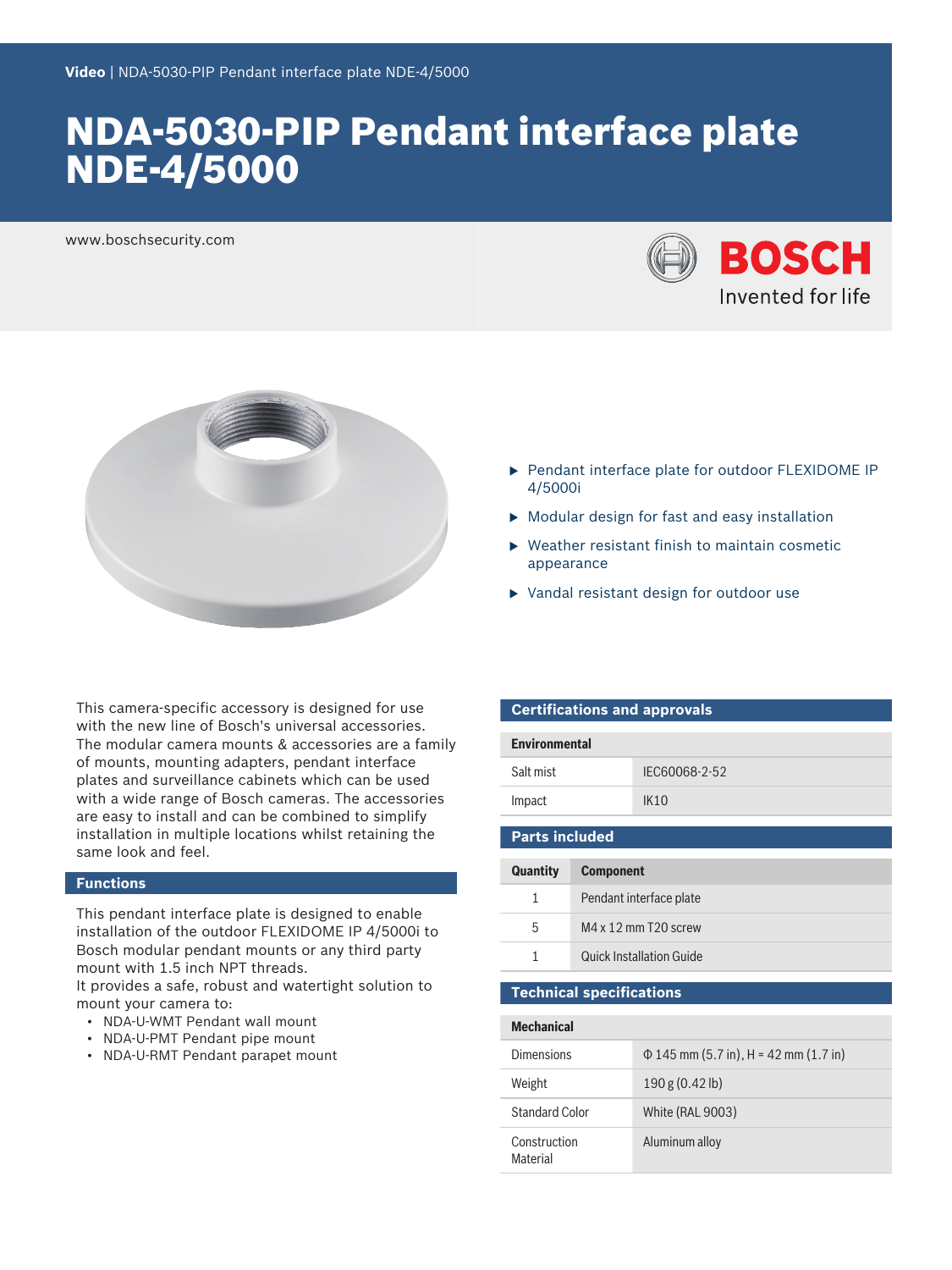# NDA-5030-PIP Pendant interface plate NDE-4/5000

www.boschsecurity.com

- Pendant interface plate for outdoor FLEXIDOME IP 4/5000i
- Modular design for fast and easy installation
- Weather resistant finish to maintain cosmetic appearance
- Vandal resistant design for outdoor use

This camera-specific accessory is designed for use with the new line of Bosch's universal accessories. The modular camera mounts & accessories are a family of mounts, mounting adapters, pendant interface plates and surveillance cabinets which can be used with a wide range of Bosch cameras. The accessories are easy to install and can be combined to simplify installation in multiple locations whilst retaining the same look and feel.

## Functions

This pendant interface plate is designed to enable installation of the outdoor FLEXIDOME IP 4/5000i to Bosch modular pendant mounts or any third party mount with 1.5 inch NPT threads.
It provides a safe, robust and watertight solution to mount your camera to:

- NDA-U-WMT Pendant wall mount
- NDA-U-PMT Pendant pipe mount
- NDA-U-RMT Pendant parapet mount

## Certifications and approvals

| Environmental | |
|---|---|
| Salt mist | IEC60068-2-52 |
| Impact | IK10 |

## Parts included

| Quantity | Component |
|---|---|
| 1 | Pendant interface plate |
| 5 | M4 x 12 mm T20 screw |
| 1 | Quick Installation Guide |

## Technical specifications

| Mechanical | |
|---|---|
| Dimensions | Φ 145 mm (5.7 in), H = 42 mm (1.7 in) |
| Weight | 190 g (0.42 lb) |
| Standard Color | White (RAL 9003) |
| Construction Material | Aluminum alloy |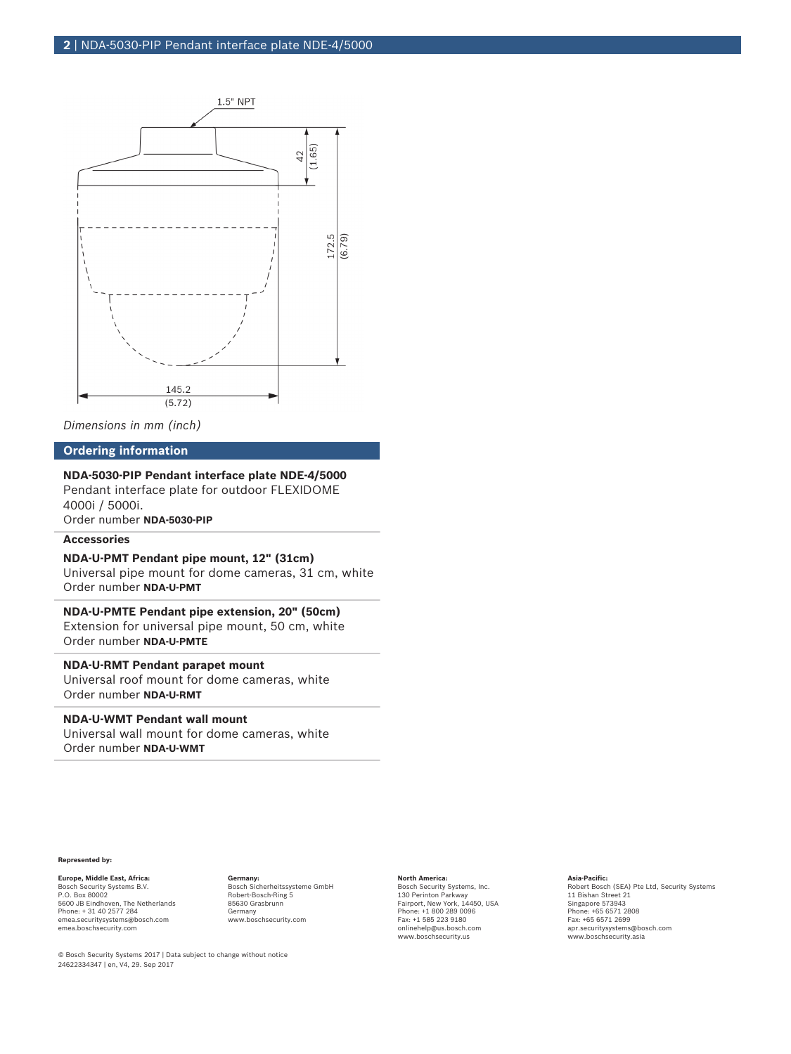1.5" NPT

42
(1.65)

172.5
(6.79)

145.2
(5.72)

*Dimensions in mm (inch)*

## Ordering information

**NDA-5030-PIP Pendant interface plate NDE-4/5000**
Pendant interface plate for outdoor FLEXIDOME 4000i / 5000i.
Order number **NDA-5030-PIP**

### Accessories

**NDA-U-PMT Pendant pipe mount, 12" (31cm)**
Universal pipe mount for dome cameras, 31 cm, white
Order number **NDA-U-PMT**

**NDA-U-PMTE Pendant pipe extension, 20" (50cm)**
Extension for universal pipe mount, 50 cm, white
Order number **NDA-U-PMTE**

**NDA-U-RMT Pendant parapet mount**
Universal roof mount for dome cameras, white
Order number **NDA-U-RMT**

**NDA-U-WMT Pendant wall mount**
Universal wall mount for dome cameras, white
Order number **NDA-U-WMT**

**Represented by:**

**Europe, Middle East, Africa:**
Bosch Security Systems B.V.
P.O. Box 80002
5600 JB Eindhoven, The Netherlands
Phone: + 31 40 2577 284
emea.securitysystems@bosch.com
emea.boschsecurity.com

**Germany:**
Bosch Sicherheitssysteme GmbH
Robert-Bosch-Ring 5
85630 Grasbrunn
Germany
www.boschsecurity.com

**North America:**
Bosch Security Systems, Inc.
130 Perinton Parkway
Fairport, New York, 14450, USA
Phone: +1 800 289 0096
Fax: +1 585 223 9180
onlinehelp@us.bosch.com
www.boschsecurity.us

**Asia-Pacific:**
Robert Bosch (SEA) Pte Ltd, Security Systems
11 Bishan Street 21
Singapore 573943
Phone: +65 6571 2808
Fax: +65 6571 2699
apr.securitysystems@bosch.com
www.boschsecurity.asia

© Bosch Security Systems 2017 | Data subject to change without notice
24622334347 | en, V4, 29. Sep 2017